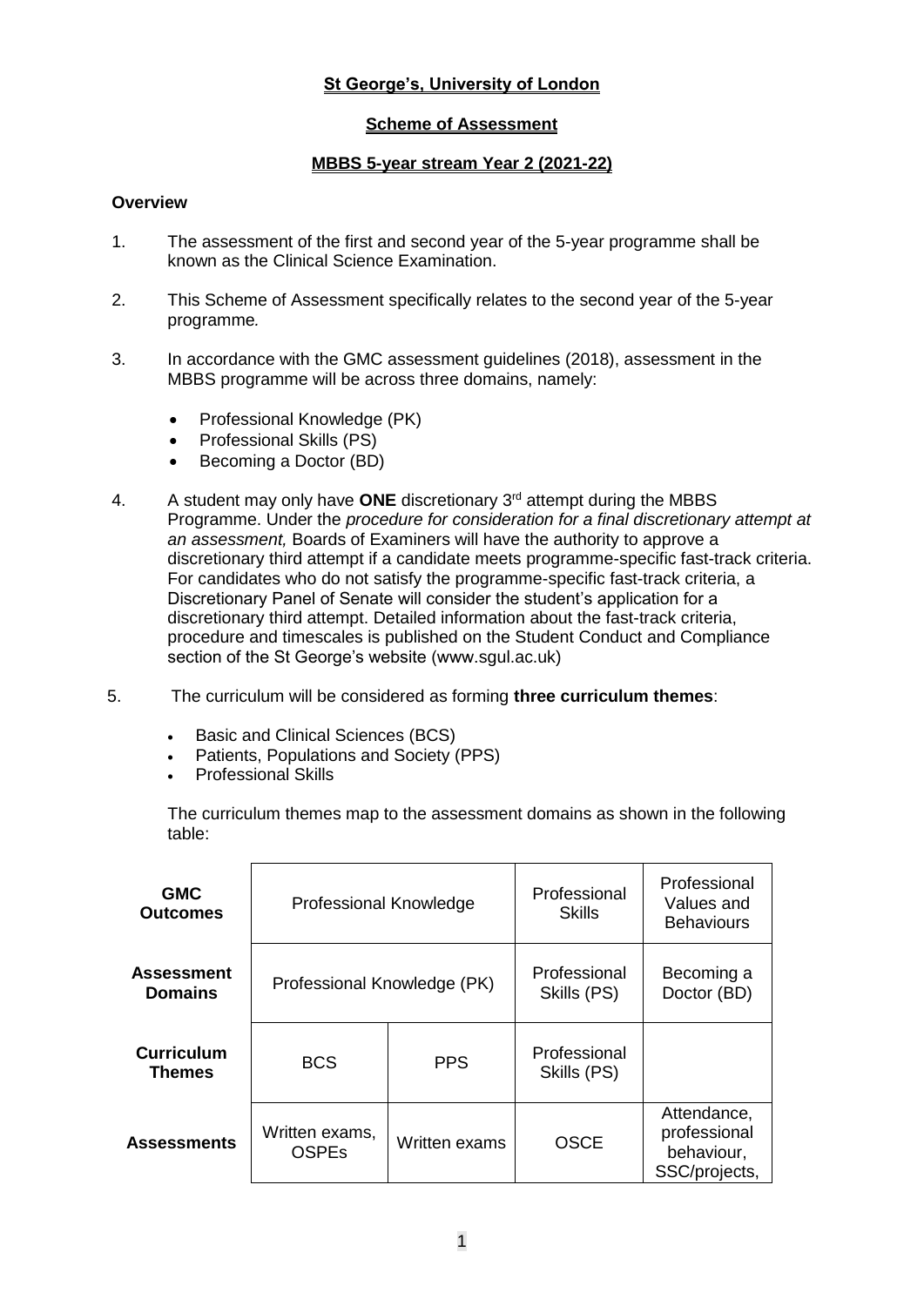**St George's, University of London**

**Scheme of Assessment**

**MBBS 5-year stream Year 2 (2021-22)**

**Overview**

1. The assessment of the first and second year of the 5-year programme shall be known as the Clinical Science Examination.

2. This Scheme of Assessment specifically relates to the second year of the 5-year programme*.*

3. In accordance with the GMC assessment guidelines (2018), assessment in the MBBS programme will be across three domains, namely:

   - Professional Knowledge (PK)
   - Professional Skills (PS)
   - Becoming a Doctor (BD)

4. A student may only have **ONE** discretionary 3rd attempt during the MBBS Programme. Under the *procedure for consideration for a final discretionary attempt at an assessment,* Boards of Examiners will have the authority to approve a discretionary third attempt if a candidate meets programme-specific fast-track criteria. For candidates who do not satisfy the programme-specific fast-track criteria, a Discretionary Panel of Senate will consider the student's application for a discretionary third attempt. Detailed information about the fast-track criteria, procedure and timescales is published on the Student Conduct and Compliance section of the St George's website (www.sgul.ac.uk)

5. The curriculum will be considered as forming **three curriculum themes**:

   - Basic and Clinical Sciences (BCS)
   - Patients, Populations and Society (PPS)
   - Professional Skills

   The curriculum themes map to the assessment domains as shown in the following table:

| | | | | |
|---|---|---|---|---|
| **GMC Outcomes** | Professional Knowledge | | Professional Skills | Professional Values and Behaviours |
| **Assessment Domains** | Professional Knowledge (PK) | | Professional Skills (PS) | Becoming a Doctor (BD) |
| **Curriculum Themes** | BCS | PPS | Professional Skills (PS) | |
| **Assessments** | Written exams, OSPEs | Written exams | OSCE | Attendance, professional behaviour, SSC/projects, |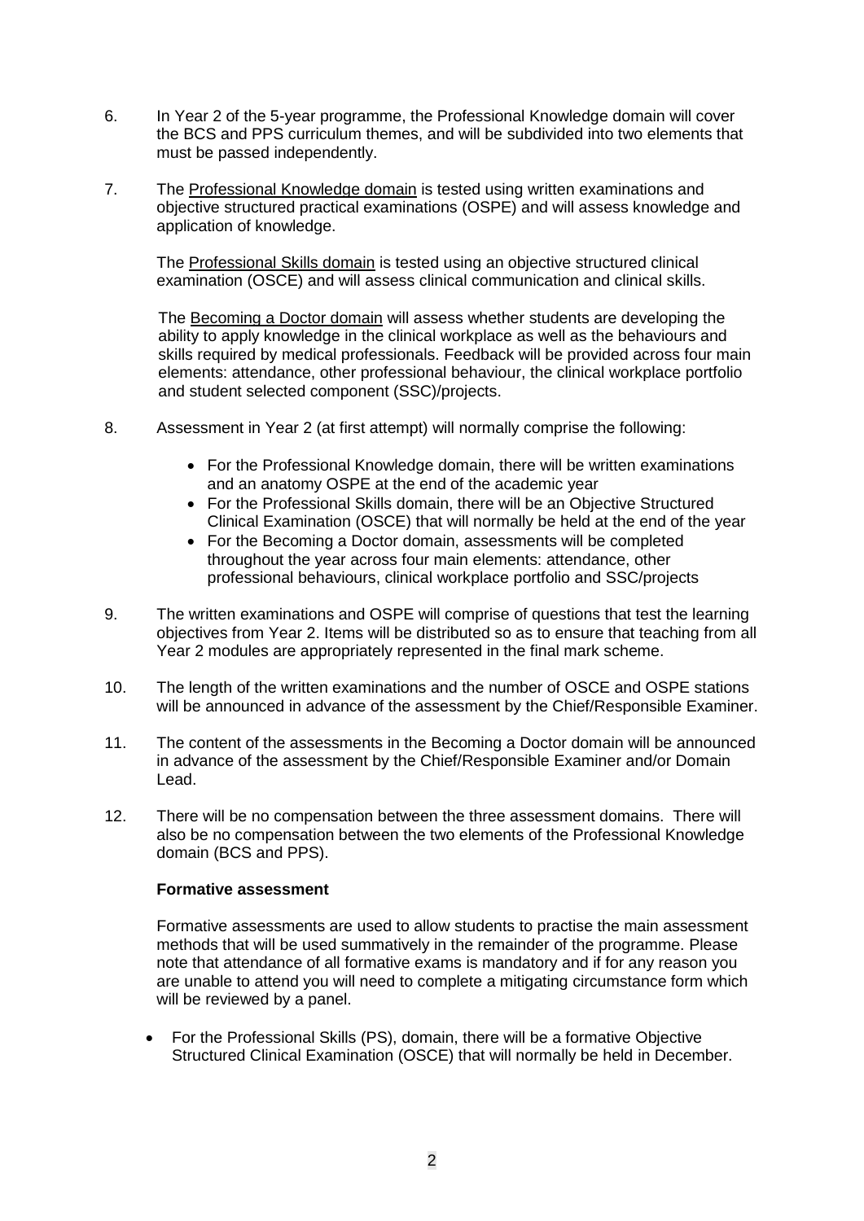6. In Year 2 of the 5-year programme, the Professional Knowledge domain will cover the BCS and PPS curriculum themes, and will be subdivided into two elements that must be passed independently.

7. The Professional Knowledge domain is tested using written examinations and objective structured practical examinations (OSPE) and will assess knowledge and application of knowledge.

   The Professional Skills domain is tested using an objective structured clinical examination (OSCE) and will assess clinical communication and clinical skills.

   The Becoming a Doctor domain will assess whether students are developing the ability to apply knowledge in the clinical workplace as well as the behaviours and skills required by medical professionals. Feedback will be provided across four main elements: attendance, other professional behaviour, the clinical workplace portfolio and student selected component (SSC)/projects.

8. Assessment in Year 2 (at first attempt) will normally comprise the following:

   - For the Professional Knowledge domain, there will be written examinations and an anatomy OSPE at the end of the academic year
   - For the Professional Skills domain, there will be an Objective Structured Clinical Examination (OSCE) that will normally be held at the end of the year
   - For the Becoming a Doctor domain, assessments will be completed throughout the year across four main elements: attendance, other professional behaviours, clinical workplace portfolio and SSC/projects

9. The written examinations and OSPE will comprise of questions that test the learning objectives from Year 2. Items will be distributed so as to ensure that teaching from all Year 2 modules are appropriately represented in the final mark scheme.

10. The length of the written examinations and the number of OSCE and OSPE stations will be announced in advance of the assessment by the Chief/Responsible Examiner.

11. The content of the assessments in the Becoming a Doctor domain will be announced in advance of the assessment by the Chief/Responsible Examiner and/or Domain Lead.

12. There will be no compensation between the three assessment domains. There will also be no compensation between the two elements of the Professional Knowledge domain (BCS and PPS).

**Formative assessment**

Formative assessments are used to allow students to practise the main assessment methods that will be used summatively in the remainder of the programme. Please note that attendance of all formative exams is mandatory and if for any reason you are unable to attend you will need to complete a mitigating circumstance form which will be reviewed by a panel.

- For the Professional Skills (PS), domain, there will be a formative Objective Structured Clinical Examination (OSCE) that will normally be held in December.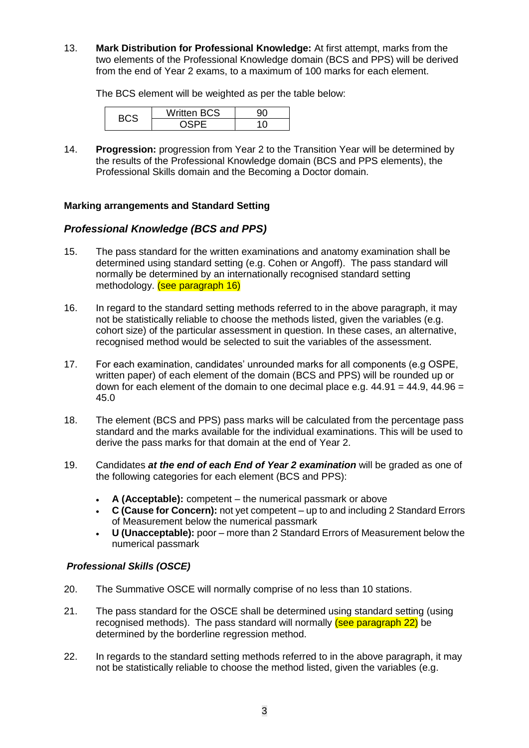13. **Mark Distribution for Professional Knowledge:** At first attempt, marks from the two elements of the Professional Knowledge domain (BCS and PPS) will be derived from the end of Year 2 exams, to a maximum of 100 marks for each element.

    The BCS element will be weighted as per the table below:

| BCS | Written BCS | 90 |
|---|---|---|
| | OSPE | 10 |

14. **Progression:** progression from Year 2 to the Transition Year will be determined by the results of the Professional Knowledge domain (BCS and PPS elements), the Professional Skills domain and the Becoming a Doctor domain.

**Marking arrangements and Standard Setting**

### *Professional Knowledge (BCS and PPS)*

15. The pass standard for the written examinations and anatomy examination shall be determined using standard setting (e.g. Cohen or Angoff). The pass standard will normally be determined by an internationally recognised standard setting methodology. (see paragraph 16)

16. In regard to the standard setting methods referred to in the above paragraph, it may not be statistically reliable to choose the methods listed, given the variables (e.g. cohort size) of the particular assessment in question. In these cases, an alternative, recognised method would be selected to suit the variables of the assessment.

17. For each examination, candidates' unrounded marks for all components (e.g OSPE, written paper) of each element of the domain (BCS and PPS) will be rounded up or down for each element of the domain to one decimal place e.g. 44.91 = 44.9, 44.96 = 45.0

18. The element (BCS and PPS) pass marks will be calculated from the percentage pass standard and the marks available for the individual examinations. This will be used to derive the pass marks for that domain at the end of Year 2.

19. Candidates ***at the end of each End of Year 2 examination*** will be graded as one of the following categories for each element (BCS and PPS):

    - **A (Acceptable):** competent – the numerical passmark or above
    - **C (Cause for Concern):** not yet competent – up to and including 2 Standard Errors of Measurement below the numerical passmark
    - **U (Unacceptable):** poor – more than 2 Standard Errors of Measurement below the numerical passmark

### *Professional Skills (OSCE)*

20. The Summative OSCE will normally comprise of no less than 10 stations.

21. The pass standard for the OSCE shall be determined using standard setting (using recognised methods). The pass standard will normally (see paragraph 22) be determined by the borderline regression method.

22. In regards to the standard setting methods referred to in the above paragraph, it may not be statistically reliable to choose the method listed, given the variables (e.g.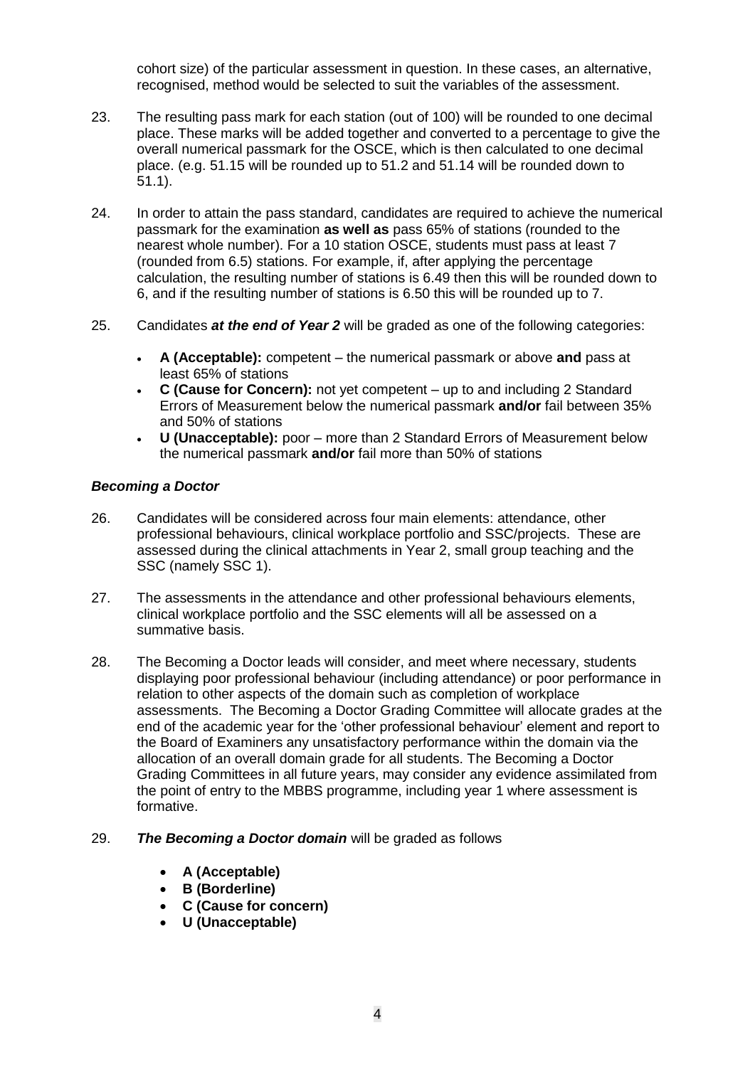cohort size) of the particular assessment in question. In these cases, an alternative, recognised, method would be selected to suit the variables of the assessment.

23. The resulting pass mark for each station (out of 100) will be rounded to one decimal place. These marks will be added together and converted to a percentage to give the overall numerical passmark for the OSCE, which is then calculated to one decimal place. (e.g. 51.15 will be rounded up to 51.2 and 51.14 will be rounded down to 51.1).

24. In order to attain the pass standard, candidates are required to achieve the numerical passmark for the examination **as well as** pass 65% of stations (rounded to the nearest whole number). For a 10 station OSCE, students must pass at least 7 (rounded from 6.5) stations. For example, if, after applying the percentage calculation, the resulting number of stations is 6.49 then this will be rounded down to 6, and if the resulting number of stations is 6.50 this will be rounded up to 7.

25. Candidates ***at the end of Year 2*** will be graded as one of the following categories:

   - **A (Acceptable):** competent – the numerical passmark or above **and** pass at least 65% of stations
   - **C (Cause for Concern):** not yet competent – up to and including 2 Standard Errors of Measurement below the numerical passmark **and/or** fail between 35% and 50% of stations
   - **U (Unacceptable):** poor – more than 2 Standard Errors of Measurement below the numerical passmark **and/or** fail more than 50% of stations

### *Becoming a Doctor*

26. Candidates will be considered across four main elements: attendance, other professional behaviours, clinical workplace portfolio and SSC/projects. These are assessed during the clinical attachments in Year 2, small group teaching and the SSC (namely SSC 1).

27. The assessments in the attendance and other professional behaviours elements, clinical workplace portfolio and the SSC elements will all be assessed on a summative basis.

28. The Becoming a Doctor leads will consider, and meet where necessary, students displaying poor professional behaviour (including attendance) or poor performance in relation to other aspects of the domain such as completion of workplace assessments. The Becoming a Doctor Grading Committee will allocate grades at the end of the academic year for the 'other professional behaviour' element and report to the Board of Examiners any unsatisfactory performance within the domain via the allocation of an overall domain grade for all students. The Becoming a Doctor Grading Committees in all future years, may consider any evidence assimilated from the point of entry to the MBBS programme, including year 1 where assessment is formative.

29. ***The Becoming a Doctor domain*** will be graded as follows

   - **A (Acceptable)**
   - **B (Borderline)**
   - **C (Cause for concern)**
   - **U (Unacceptable)**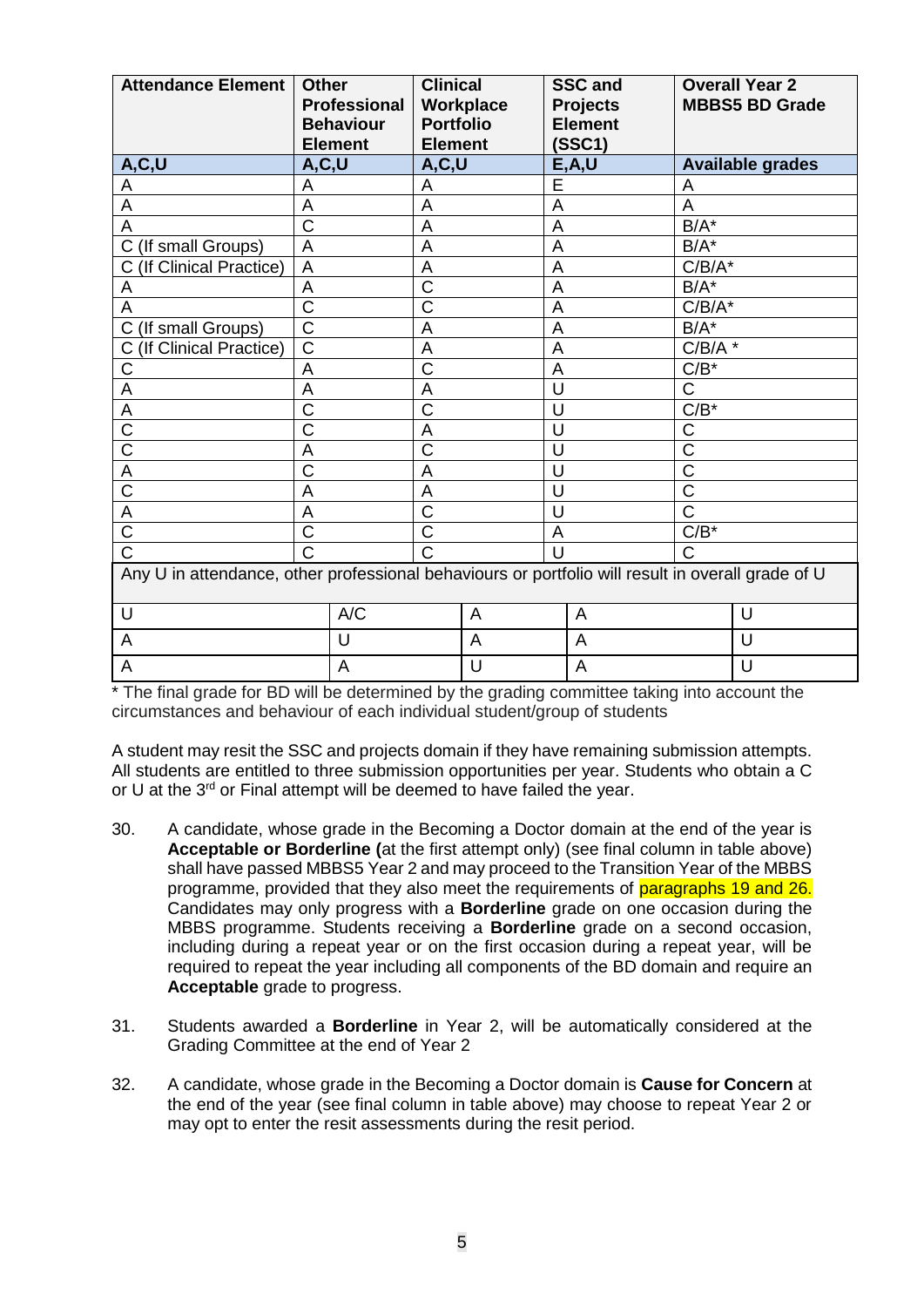| Attendance Element | Other Professional Behaviour Element | Clinical Workplace Portfolio Element | SSC and Projects Element (SSC1) | Overall Year 2 MBBS5 BD Grade |
|---|---|---|---|---|
| **A,C,U** | **A,C,U** | **A,C,U** | **E,A,U** | **Available grades** |
| A | A | A | E | A |
| A | A | A | A | A |
| A | C | A | A | B/A* |
| C (If small Groups) | A | A | A | B/A* |
| C (If Clinical Practice) | A | A | A | C/B/A* |
| A | A | C | A | B/A* |
| A | C | C | A | C/B/A* |
| C (If small Groups) | C | A | A | B/A* |
| C (If Clinical Practice) | C | A | A | C/B/A * |
| C | A | C | A | C/B* |
| A | A | A | U | C |
| A | C | C | U | C/B* |
| C | C | A | U | C |
| C | A | C | U | C |
| A | C | A | U | C |
| C | A | A | U | C |
| A | A | C | U | C |
| C | C | C | A | C/B* |
| C | C | C | U | C |
| Any U in attendance, other professional behaviours or portfolio will result in overall grade of U | | | | |
| U | A/C | A | A | U |
| A | U | A | A | U |
| A | A | U | A | U |

* The final grade for BD will be determined by the grading committee taking into account the circumstances and behaviour of each individual student/group of students

A student may resit the SSC and projects domain if they have remaining submission attempts. All students are entitled to three submission opportunities per year. Students who obtain a C or U at the 3rd or Final attempt will be deemed to have failed the year.

30. A candidate, whose grade in the Becoming a Doctor domain at the end of the year is **Acceptable or Borderline (**at the first attempt only) (see final column in table above) shall have passed MBBS5 Year 2 and may proceed to the Transition Year of the MBBS programme, provided that they also meet the requirements of paragraphs 19 and 26. Candidates may only progress with a **Borderline** grade on one occasion during the MBBS programme. Students receiving a **Borderline** grade on a second occasion, including during a repeat year or on the first occasion during a repeat year, will be required to repeat the year including all components of the BD domain and require an **Acceptable** grade to progress.

31. Students awarded a **Borderline** in Year 2, will be automatically considered at the Grading Committee at the end of Year 2

32. A candidate, whose grade in the Becoming a Doctor domain is **Cause for Concern** at the end of the year (see final column in table above) may choose to repeat Year 2 or may opt to enter the resit assessments during the resit period.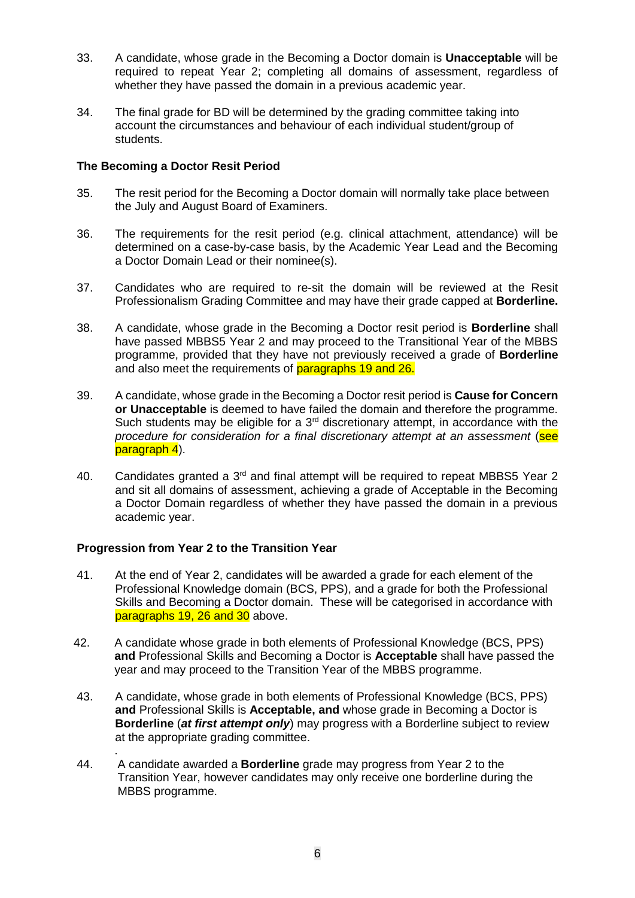33. A candidate, whose grade in the Becoming a Doctor domain is **Unacceptable** will be required to repeat Year 2; completing all domains of assessment, regardless of whether they have passed the domain in a previous academic year.

34. The final grade for BD will be determined by the grading committee taking into account the circumstances and behaviour of each individual student/group of students.

### The Becoming a Doctor Resit Period

35. The resit period for the Becoming a Doctor domain will normally take place between the July and August Board of Examiners.

36. The requirements for the resit period (e.g. clinical attachment, attendance) will be determined on a case-by-case basis, by the Academic Year Lead and the Becoming a Doctor Domain Lead or their nominee(s).

37. Candidates who are required to re-sit the domain will be reviewed at the Resit Professionalism Grading Committee and may have their grade capped at **Borderline.**

38. A candidate, whose grade in the Becoming a Doctor resit period is **Borderline** shall have passed MBBS5 Year 2 and may proceed to the Transitional Year of the MBBS programme, provided that they have not previously received a grade of **Borderline** and also meet the requirements of paragraphs 19 and 26.

39. A candidate, whose grade in the Becoming a Doctor resit period is **Cause for Concern or Unacceptable** is deemed to have failed the domain and therefore the programme. Such students may be eligible for a 3rd discretionary attempt, in accordance with the *procedure for consideration for a final discretionary attempt at an assessment* (see paragraph 4).

40. Candidates granted a 3rd and final attempt will be required to repeat MBBS5 Year 2 and sit all domains of assessment, achieving a grade of Acceptable in the Becoming a Doctor Domain regardless of whether they have passed the domain in a previous academic year.

### Progression from Year 2 to the Transition Year

41. At the end of Year 2, candidates will be awarded a grade for each element of the Professional Knowledge domain (BCS, PPS), and a grade for both the Professional Skills and Becoming a Doctor domain. These will be categorised in accordance with paragraphs 19, 26 and 30 above.

42. A candidate whose grade in both elements of Professional Knowledge (BCS, PPS) **and** Professional Skills and Becoming a Doctor is **Acceptable** shall have passed the year and may proceed to the Transition Year of the MBBS programme.

43. A candidate, whose grade in both elements of Professional Knowledge (BCS, PPS) **and** Professional Skills is **Acceptable, and** whose grade in Becoming a Doctor is **Borderline** (***at first attempt only***) may progress with a Borderline subject to review at the appropriate grading committee.

44. A candidate awarded a **Borderline** grade may progress from Year 2 to the Transition Year, however candidates may only receive one borderline during the MBBS programme.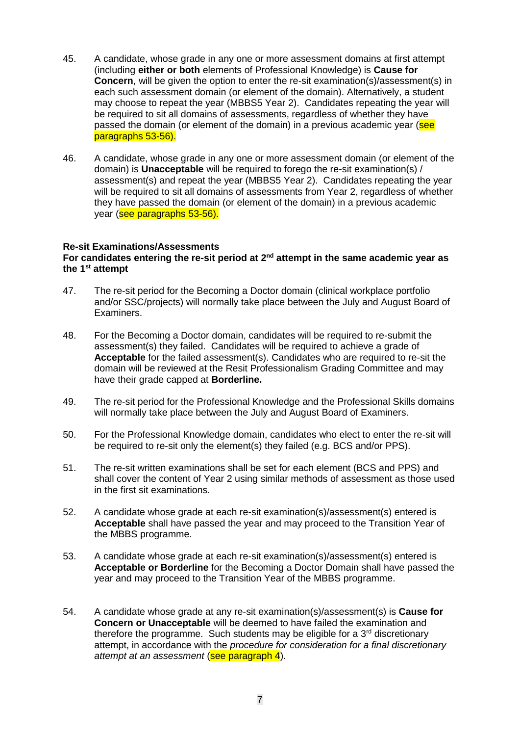45. A candidate, whose grade in any one or more assessment domains at first attempt (including **either or both** elements of Professional Knowledge) is **Cause for Concern**, will be given the option to enter the re-sit examination(s)/assessment(s) in each such assessment domain (or element of the domain). Alternatively, a student may choose to repeat the year (MBBS5 Year 2). Candidates repeating the year will be required to sit all domains of assessments, regardless of whether they have passed the domain (or element of the domain) in a previous academic year (see paragraphs 53-56).

46. A candidate, whose grade in any one or more assessment domain (or element of the domain) is **Unacceptable** will be required to forego the re-sit examination(s) / assessment(s) and repeat the year (MBBS5 Year 2). Candidates repeating the year will be required to sit all domains of assessments from Year 2, regardless of whether they have passed the domain (or element of the domain) in a previous academic year (see paragraphs 53-56).

**Re-sit Examinations/Assessments**

**For candidates entering the re-sit period at 2nd attempt in the same academic year as the 1st attempt**

47. The re-sit period for the Becoming a Doctor domain (clinical workplace portfolio and/or SSC/projects) will normally take place between the July and August Board of Examiners.

48. For the Becoming a Doctor domain, candidates will be required to re-submit the assessment(s) they failed. Candidates will be required to achieve a grade of **Acceptable** for the failed assessment(s). Candidates who are required to re-sit the domain will be reviewed at the Resit Professionalism Grading Committee and may have their grade capped at **Borderline.**

49. The re-sit period for the Professional Knowledge and the Professional Skills domains will normally take place between the July and August Board of Examiners.

50. For the Professional Knowledge domain, candidates who elect to enter the re-sit will be required to re-sit only the element(s) they failed (e.g. BCS and/or PPS).

51. The re-sit written examinations shall be set for each element (BCS and PPS) and shall cover the content of Year 2 using similar methods of assessment as those used in the first sit examinations.

52. A candidate whose grade at each re-sit examination(s)/assessment(s) entered is **Acceptable** shall have passed the year and may proceed to the Transition Year of the MBBS programme.

53. A candidate whose grade at each re-sit examination(s)/assessment(s) entered is **Acceptable or Borderline** for the Becoming a Doctor Domain shall have passed the year and may proceed to the Transition Year of the MBBS programme.

54. A candidate whose grade at any re-sit examination(s)/assessment(s) is **Cause for Concern or Unacceptable** will be deemed to have failed the examination and therefore the programme. Such students may be eligible for a 3rd discretionary attempt, in accordance with the *procedure for consideration for a final discretionary attempt at an assessment* (see paragraph 4).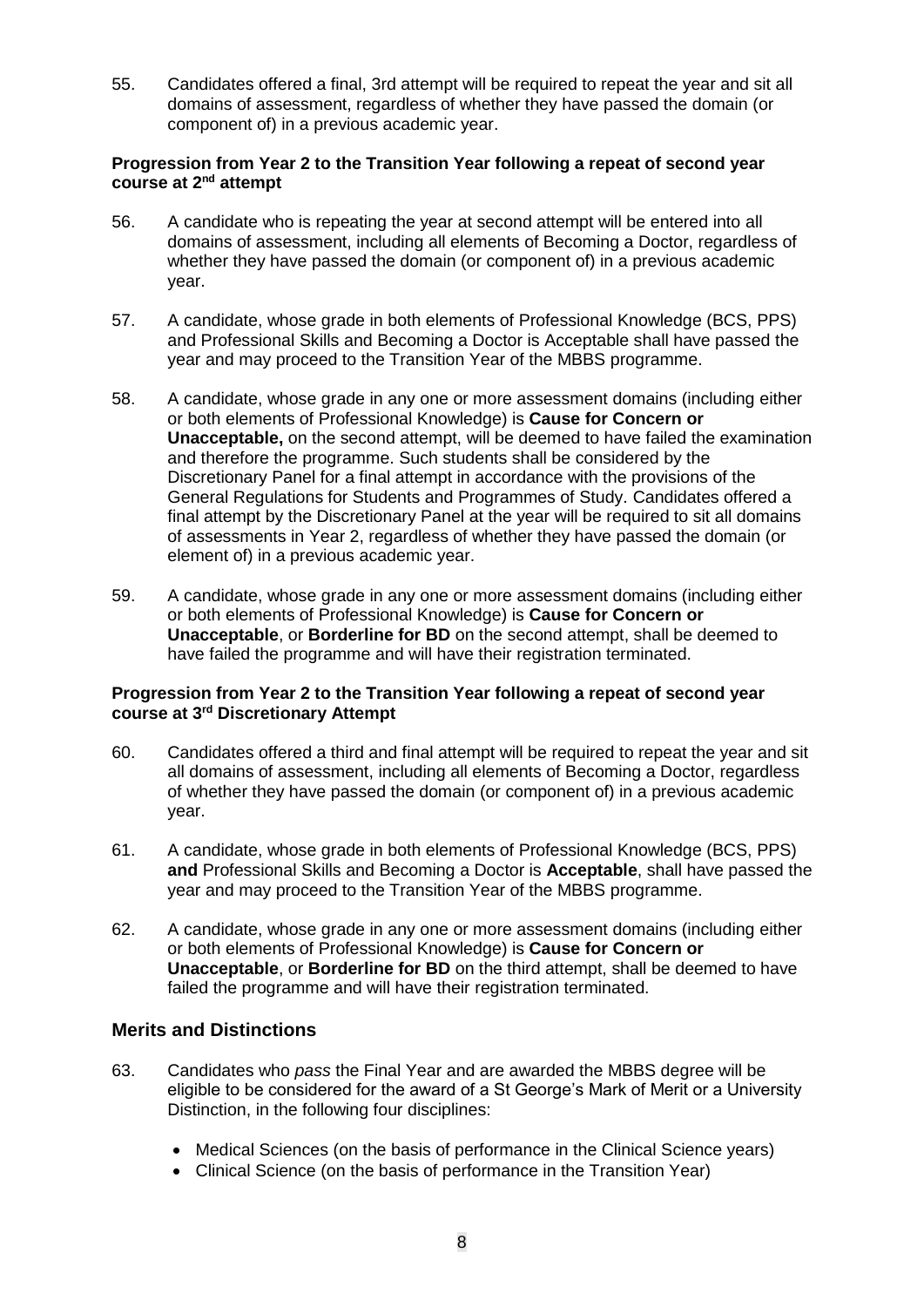55. Candidates offered a final, 3rd attempt will be required to repeat the year and sit all domains of assessment, regardless of whether they have passed the domain (or component of) in a previous academic year.

**Progression from Year 2 to the Transition Year following a repeat of second year course at 2nd attempt**

56. A candidate who is repeating the year at second attempt will be entered into all domains of assessment, including all elements of Becoming a Doctor, regardless of whether they have passed the domain (or component of) in a previous academic year.

57. A candidate, whose grade in both elements of Professional Knowledge (BCS, PPS) and Professional Skills and Becoming a Doctor is Acceptable shall have passed the year and may proceed to the Transition Year of the MBBS programme.

58. A candidate, whose grade in any one or more assessment domains (including either or both elements of Professional Knowledge) is **Cause for Concern or Unacceptable,** on the second attempt, will be deemed to have failed the examination and therefore the programme. Such students shall be considered by the Discretionary Panel for a final attempt in accordance with the provisions of the General Regulations for Students and Programmes of Study. Candidates offered a final attempt by the Discretionary Panel at the year will be required to sit all domains of assessments in Year 2, regardless of whether they have passed the domain (or element of) in a previous academic year.

59. A candidate, whose grade in any one or more assessment domains (including either or both elements of Professional Knowledge) is **Cause for Concern or Unacceptable**, or **Borderline for BD** on the second attempt, shall be deemed to have failed the programme and will have their registration terminated.

**Progression from Year 2 to the Transition Year following a repeat of second year course at 3rd Discretionary Attempt**

60. Candidates offered a third and final attempt will be required to repeat the year and sit all domains of assessment, including all elements of Becoming a Doctor, regardless of whether they have passed the domain (or component of) in a previous academic year.

61. A candidate, whose grade in both elements of Professional Knowledge (BCS, PPS) **and** Professional Skills and Becoming a Doctor is **Acceptable**, shall have passed the year and may proceed to the Transition Year of the MBBS programme.

62. A candidate, whose grade in any one or more assessment domains (including either or both elements of Professional Knowledge) is **Cause for Concern or Unacceptable**, or **Borderline for BD** on the third attempt, shall be deemed to have failed the programme and will have their registration terminated.

## Merits and Distinctions

63. Candidates who *pass* the Final Year and are awarded the MBBS degree will be eligible to be considered for the award of a St George's Mark of Merit or a University Distinction, in the following four disciplines:

    - Medical Sciences (on the basis of performance in the Clinical Science years)
    - Clinical Science (on the basis of performance in the Transition Year)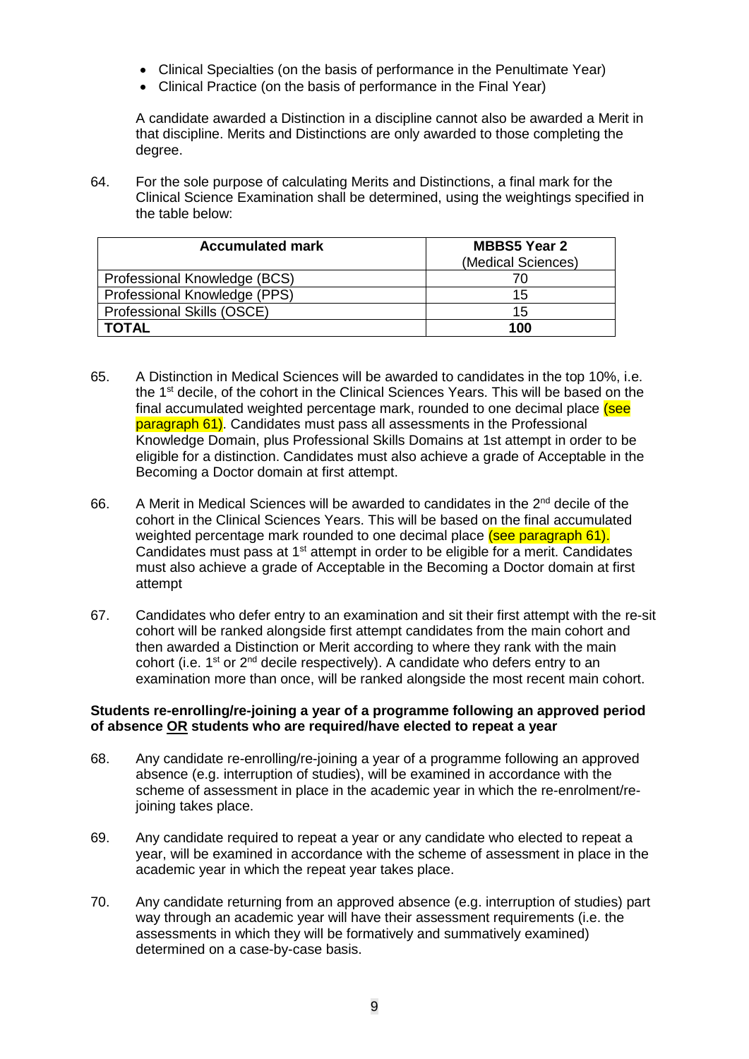- Clinical Specialties (on the basis of performance in the Penultimate Year)
- Clinical Practice (on the basis of performance in the Final Year)

A candidate awarded a Distinction in a discipline cannot also be awarded a Merit in that discipline. Merits and Distinctions are only awarded to those completing the degree.

64. For the sole purpose of calculating Merits and Distinctions, a final mark for the Clinical Science Examination shall be determined, using the weightings specified in the table below:

| Accumulated mark | MBBS5 Year 2 (Medical Sciences) |
|---|---|
| Professional Knowledge (BCS) | 70 |
| Professional Knowledge (PPS) | 15 |
| Professional Skills (OSCE) | 15 |
| **TOTAL** | **100** |

65. A Distinction in Medical Sciences will be awarded to candidates in the top 10%, i.e. the 1st decile, of the cohort in the Clinical Sciences Years. This will be based on the final accumulated weighted percentage mark, rounded to one decimal place (see paragraph 61). Candidates must pass all assessments in the Professional Knowledge Domain, plus Professional Skills Domains at 1st attempt in order to be eligible for a distinction. Candidates must also achieve a grade of Acceptable in the Becoming a Doctor domain at first attempt.

66. A Merit in Medical Sciences will be awarded to candidates in the 2nd decile of the cohort in the Clinical Sciences Years. This will be based on the final accumulated weighted percentage mark rounded to one decimal place (see paragraph 61). Candidates must pass at 1st attempt in order to be eligible for a merit. Candidates must also achieve a grade of Acceptable in the Becoming a Doctor domain at first attempt

67. Candidates who defer entry to an examination and sit their first attempt with the re-sit cohort will be ranked alongside first attempt candidates from the main cohort and then awarded a Distinction or Merit according to where they rank with the main cohort (i.e. 1st or 2nd decile respectively). A candidate who defers entry to an examination more than once, will be ranked alongside the most recent main cohort.

**Students re-enrolling/re-joining a year of a programme following an approved period of absence OR students who are required/have elected to repeat a year**

68. Any candidate re-enrolling/re-joining a year of a programme following an approved absence (e.g. interruption of studies), will be examined in accordance with the scheme of assessment in place in the academic year in which the re-enrolment/re-joining takes place.

69. Any candidate required to repeat a year or any candidate who elected to repeat a year, will be examined in accordance with the scheme of assessment in place in the academic year in which the repeat year takes place.

70. Any candidate returning from an approved absence (e.g. interruption of studies) part way through an academic year will have their assessment requirements (i.e. the assessments in which they will be formatively and summatively examined) determined on a case-by-case basis.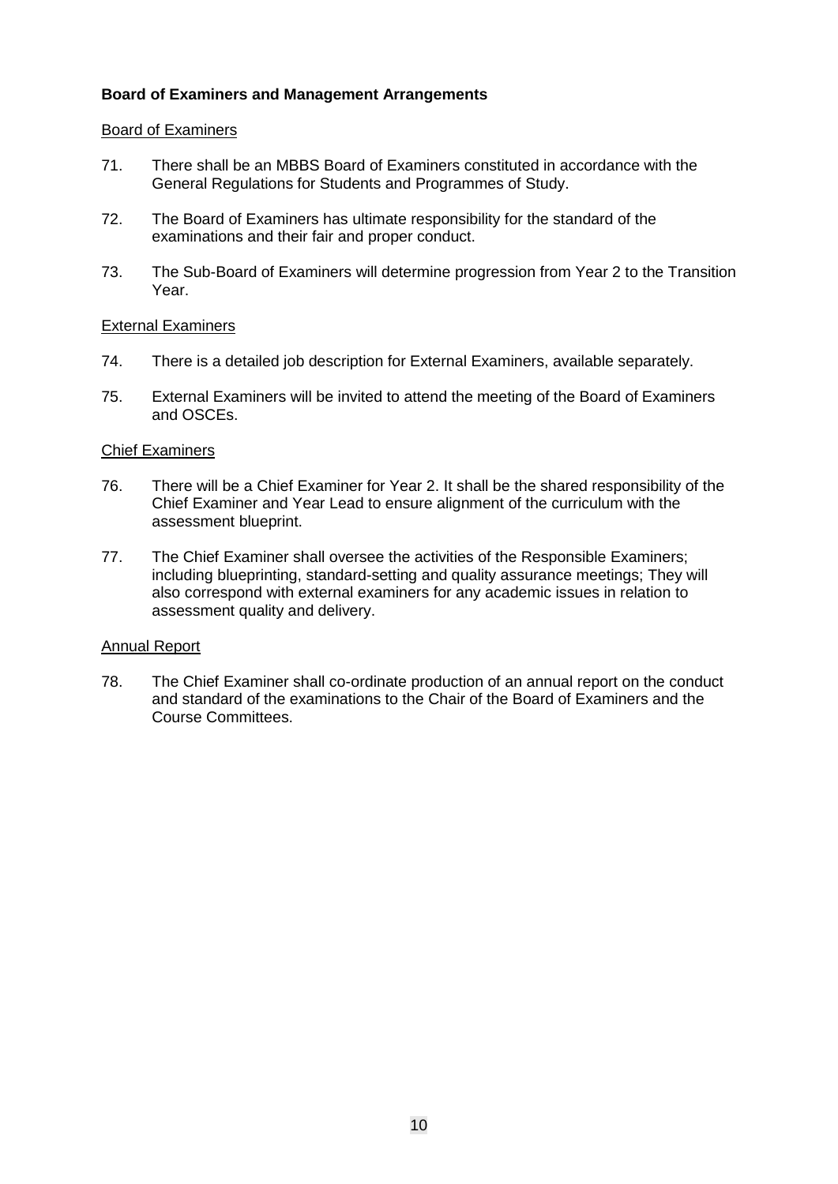**Board of Examiners and Management Arrangements**

Board of Examiners

71. There shall be an MBBS Board of Examiners constituted in accordance with the General Regulations for Students and Programmes of Study.

72. The Board of Examiners has ultimate responsibility for the standard of the examinations and their fair and proper conduct.

73. The Sub-Board of Examiners will determine progression from Year 2 to the Transition Year.

External Examiners

74. There is a detailed job description for External Examiners, available separately.

75. External Examiners will be invited to attend the meeting of the Board of Examiners and OSCEs.

Chief Examiners

76. There will be a Chief Examiner for Year 2. It shall be the shared responsibility of the Chief Examiner and Year Lead to ensure alignment of the curriculum with the assessment blueprint.

77. The Chief Examiner shall oversee the activities of the Responsible Examiners; including blueprinting, standard-setting and quality assurance meetings; They will also correspond with external examiners for any academic issues in relation to assessment quality and delivery.

Annual Report

78. The Chief Examiner shall co-ordinate production of an annual report on the conduct and standard of the examinations to the Chair of the Board of Examiners and the Course Committees.